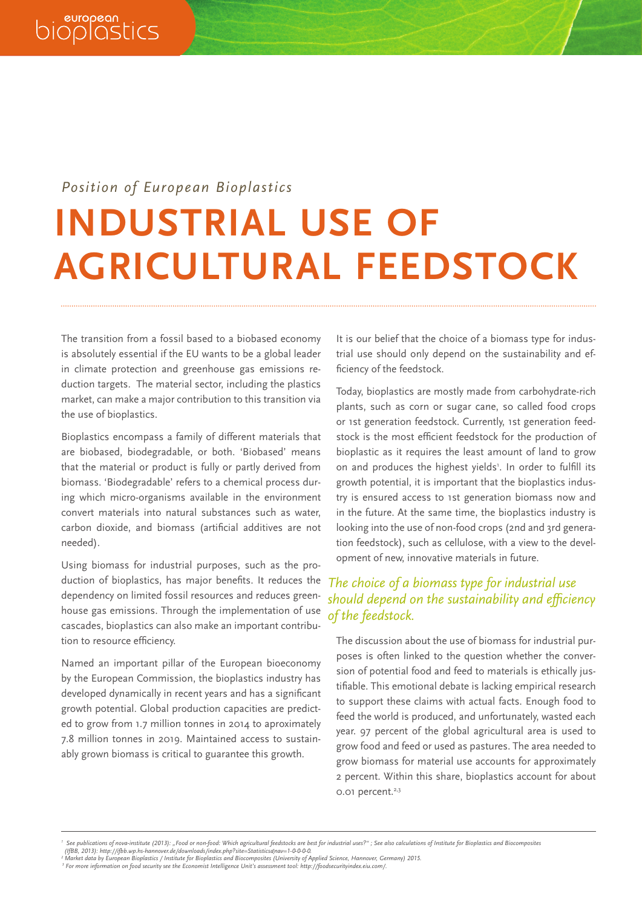*Position of European Bioplastics*

# INDUSTRIAL USE OF AGRICULTURAL FEEDSTOCK

The transition from a fossil based to a biobased economy is absolutely essential if the EU wants to be a global leader in climate protection and greenhouse gas emissions reduction targets. The material sector, including the plastics market, can make a major contribution to this transition via the use of bioplastics.

Bioplastics encompass a family of different materials that are biobased, biodegradable, or both. 'Biobased' means that the material or product is fully or partly derived from biomass. 'Biodegradable' refers to a chemical process during which micro-organisms available in the environment convert materials into natural substances such as water, carbon dioxide, and biomass (artificial additives are not needed).

Using biomass for industrial purposes, such as the production of bioplastics, has major benefits. It reduces the dependency on limited fossil resources and reduces greenhouse gas emissions. Through the implementation of use cascades, bioplastics can also make an important contribution to resource efficiency.

Named an important pillar of the European bioeconomy by the European Commission, the bioplastics industry has developed dynamically in recent years and has a significant growth potential. Global production capacities are predicted to grow from 1.7 million tonnes in 2014 to aproximately 7.8 million tonnes in 2019. Maintained access to sustainably grown biomass is critical to guarantee this growth.

It is our belief that the choice of a biomass type for industrial use should only depend on the sustainability and efficiency of the feedstock.

Today, bioplastics are mostly made from carbohydrate-rich plants, such as corn or sugar cane, so called food crops or 1st generation feedstock. Currently, 1st generation feedstock is the most efficient feedstock for the production of bioplastic as it requires the least amount of land to grow on and produces the highest yields[1]. In order to fulfill its growth potential, it is important that the bioplastics industry is ensured access to 1st generation biomass now and in the future. At the same time, the bioplastics industry is looking into the use of non-food crops (2nd and 3rd generation feedstock), such as cellulose, with a view to the development of new, innovative materials in future.

*The choice of a biomass type for industrial use should depend on the sustainability and efficiency of the feedstock.*

The discussion about the use of biomass for industrial purposes is often linked to the question whether the conversion of potential food and feed to materials is ethically justifiable. This emotional debate is lacking empirical research to support these claims with actual facts. Enough food to feed the world is produced, and unfortunately, wasted each year. 97 percent of the global agricultural area is used to grow food and feed or used as pastures. The area needed to grow biomass for material use accounts for approximately 2 percent. Within this share, bioplastics account for about 0.01 percent.[2,3]

---

[1] See publications of nova-institute (2013): „Food or non-food: Which agricultural feedstocks are best for industrial uses?" ; See also calculations of Institute for Bioplastics and Biocomposites (IfBB, 2013): http://ifbb.wp.hs-hannover.de/downloads/index.php?site=Statistics&nav=1-0-0-0-0.

[2] Market data by European Bioplastics / Institute for Bioplastics and Biocomposites (University of Applied Science, Hannover, Germany) 2015.

[3] For more information on food security see the Economist Intelligence Unit's assessment tool: http://foodsecurityindex.eiu.com/.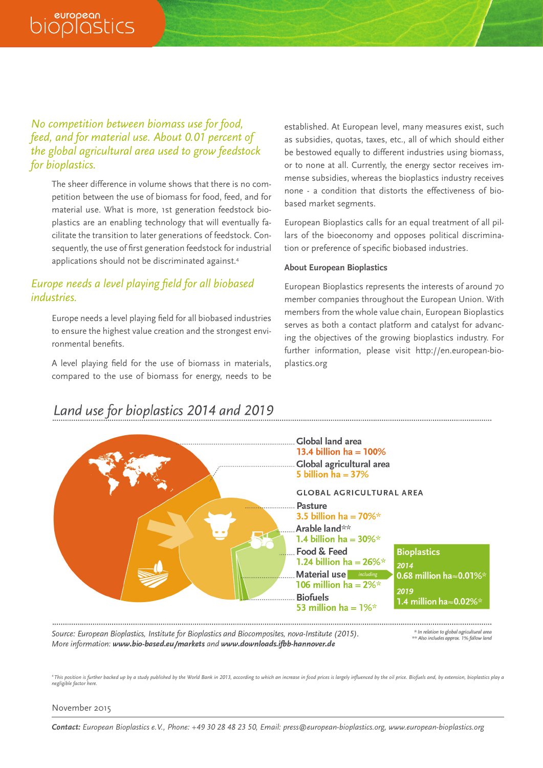## *No competition between biomass use for food, feed, and for material use. About 0.01 percent of the global agricultural area used to grow feedstock for bioplastics.*

The sheer difference in volume shows that there is no competition between the use of biomass for food, feed, and for material use. What is more, 1st generation feedstock bioplastics are an enabling technology that will eventually facilitate the transition to later generations of feedstock. Consequently, the use of first generation feedstock for industrial applications should not be discriminated against.[4]

## *Europe needs a level playing field for all biobased industries.*

Europe needs a level playing field for all biobased industries to ensure the highest value creation and the strongest environmental benefits.

A level playing field for the use of biomass in materials, compared to the use of biomass for energy, needs to be established. At European level, many measures exist, such as subsidies, quotas, taxes, etc., all of which should either be bestowed equally to different industries using biomass, or to none at all. Currently, the energy sector receives immense subsidies, whereas the bioplastics industry receives none - a condition that distorts the effectiveness of biobased market segments.

European Bioplastics calls for an equal treatment of all pillars of the bioeconomy and opposes political discrimination or preference of specific biobased industries.

**About European Bioplastics**

European Bioplastics represents the interests of around 70 member companies throughout the European Union. With members from the whole value chain, European Bioplastics serves as both a contact platform and catalyst for advancing the objectives of the growing bioplastics industry. For further information, please visit http://en.european-bioplastics.org

## *Land use for bioplastics 2014 and 2019*

Global land area
13.4 billion ha = 100%

Global agricultural area
5 billion ha = 37%

GLOBAL AGRICULTURAL AREA

Pasture
3.5 billion ha = 70%*

Arable land**
1.4 billion ha = 30%*

Food & Feed
1.24 billion ha = 26%*

Material use
106 million ha = 2%*

including

Biofuels
53 million ha = 1%*

Bioplastics
2014
0.68 million ha≈0.01%*
2019
1.4 million ha≈0.02%*

*Source: European Bioplastics, Institute for Bioplastics and Biocomposites, nova-Institute (2015).*
*More information:* ***www.bio-based.eu/markets*** *and* ***www.downloads.ifbb-hannover.de***

\* In relation to global agricultural area
\*\* Also includes approx. 1% fallow land

[4] This position is further backed up by a study published by the World Bank in 2013, according to which an increase in food prices is largely influenced by the oil price. Biofuels and, by extension, bioplastics play a negligible factor here.

November 2015

***Contact:*** *European Bioplastics e.V., Phone: +49 30 28 48 23 50, Email: press@european-bioplastics.org, www.european-bioplastics.org*